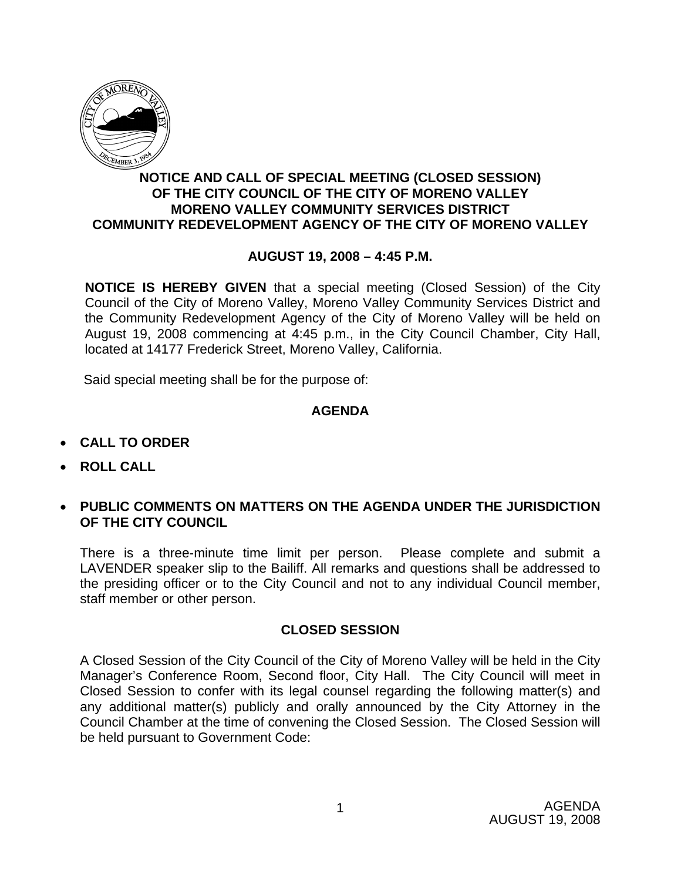# NOTICE AND CALL OF SPECIAL MEETING (CLOSED SESSION) OF THE CITY COUNCIL OF THE CITY OF MORENO VALLEY MORENO VALLEY COMMUNITY SERVICES DISTRICT COMMUNITY REDEVELOPMENT AGENCY OF THE CITY OF MORENO VALLEY

## AUGUST 19, 2008 – 4:45 P.M.

**NOTICE IS HEREBY GIVEN** that a special meeting (Closed Session) of the City Council of the City of Moreno Valley, Moreno Valley Community Services District and the Community Redevelopment Agency of the City of Moreno Valley will be held on August 19, 2008 commencing at 4:45 p.m., in the City Council Chamber, City Hall, located at 14177 Frederick Street, Moreno Valley, California.

Said special meeting shall be for the purpose of:

## AGENDA

- **CALL TO ORDER**
- **ROLL CALL**
- **PUBLIC COMMENTS ON MATTERS ON THE AGENDA UNDER THE JURISDICTION OF THE CITY COUNCIL**

There is a three-minute time limit per person. Please complete and submit a LAVENDER speaker slip to the Bailiff. All remarks and questions shall be addressed to the presiding officer or to the City Council and not to any individual Council member, staff member or other person.

## CLOSED SESSION

A Closed Session of the City Council of the City of Moreno Valley will be held in the City Manager's Conference Room, Second floor, City Hall. The City Council will meet in Closed Session to confer with its legal counsel regarding the following matter(s) and any additional matter(s) publicly and orally announced by the City Attorney in the Council Chamber at the time of convening the Closed Session. The Closed Session will be held pursuant to Government Code: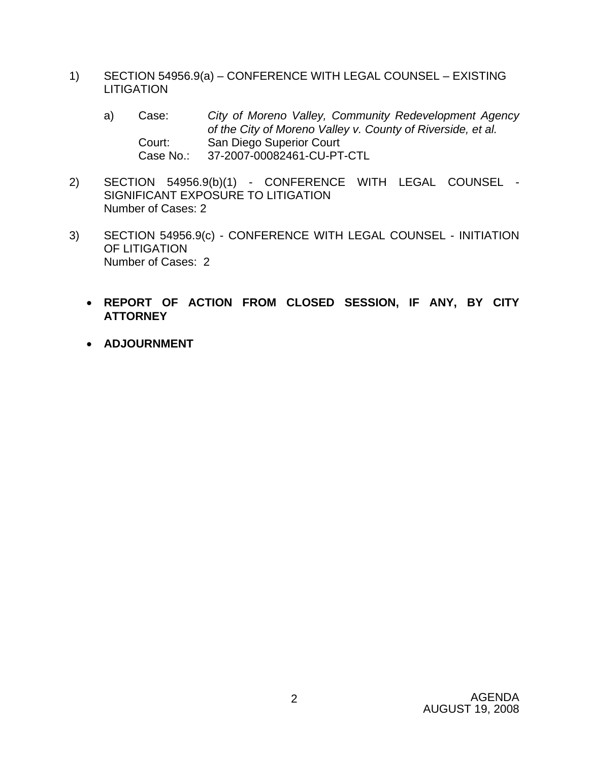1) SECTION 54956.9(a) – CONFERENCE WITH LEGAL COUNSEL – EXISTING LITIGATION

   a) Case: *City of Moreno Valley, Community Redevelopment Agency of the City of Moreno Valley v. County of Riverside, et al.*
      Court: San Diego Superior Court
      Case No.: 37-2007-00082461-CU-PT-CTL

2) SECTION 54956.9(b)(1) - CONFERENCE WITH LEGAL COUNSEL - SIGNIFICANT EXPOSURE TO LITIGATION
   Number of Cases: 2

3) SECTION 54956.9(c) - CONFERENCE WITH LEGAL COUNSEL - INITIATION OF LITIGATION
   Number of Cases: 2

- **REPORT OF ACTION FROM CLOSED SESSION, IF ANY, BY CITY ATTORNEY**
- **ADJOURNMENT**